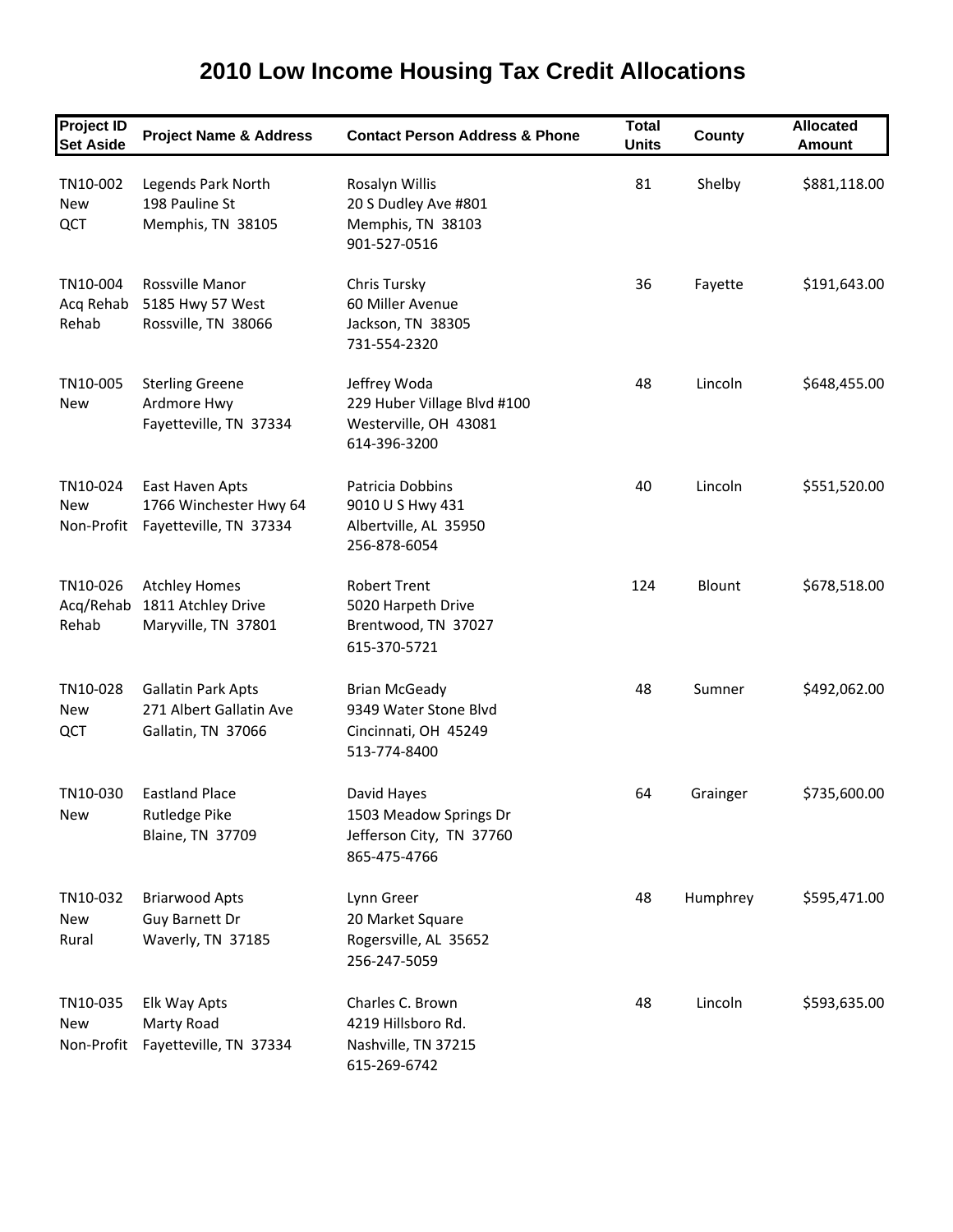# 2010 Low Income Housing Tax Credit Allocations

| Project ID Set Aside | Project Name & Address | Contact Person Address & Phone | Total Units | County | Allocated Amount |
|---|---|---|---|---|---|
| TN10-002 New QCT | Legends Park North 198 Pauline St Memphis, TN 38105 | Rosalyn Willis 20 S Dudley Ave #801 Memphis, TN 38103 901-527-0516 | 81 | Shelby | $881,118.00 |
| TN10-004 Acq Rehab Rehab | Rossville Manor 5185 Hwy 57 West Rossville, TN 38066 | Chris Tursky 60 Miller Avenue Jackson, TN 38305 731-554-2320 | 36 | Fayette | $191,643.00 |
| TN10-005 New | Sterling Greene Ardmore Hwy Fayetteville, TN 37334 | Jeffrey Woda 229 Huber Village Blvd #100 Westerville, OH 43081 614-396-3200 | 48 | Lincoln | $648,455.00 |
| TN10-024 New Non-Profit | East Haven Apts 1766 Winchester Hwy 64 Fayetteville, TN 37334 | Patricia Dobbins 9010 U S Hwy 431 Albertville, AL 35950 256-878-6054 | 40 | Lincoln | $551,520.00 |
| TN10-026 Acq/Rehab Rehab | Atchley Homes 1811 Atchley Drive Maryville, TN 37801 | Robert Trent 5020 Harpeth Drive Brentwood, TN 37027 615-370-5721 | 124 | Blount | $678,518.00 |
| TN10-028 New QCT | Gallatin Park Apts 271 Albert Gallatin Ave Gallatin, TN 37066 | Brian McGeady 9349 Water Stone Blvd Cincinnati, OH 45249 513-774-8400 | 48 | Sumner | $492,062.00 |
| TN10-030 New | Eastland Place Rutledge Pike Blaine, TN 37709 | David Hayes 1503 Meadow Springs Dr Jefferson City, TN 37760 865-475-4766 | 64 | Grainger | $735,600.00 |
| TN10-032 New Rural | Briarwood Apts Guy Barnett Dr Waverly, TN 37185 | Lynn Greer 20 Market Square Rogersville, AL 35652 256-247-5059 | 48 | Humphrey | $595,471.00 |
| TN10-035 New Non-Profit | Elk Way Apts Marty Road Fayetteville, TN 37334 | Charles C. Brown 4219 Hillsboro Rd. Nashville, TN 37215 615-269-6742 | 48 | Lincoln | $593,635.00 |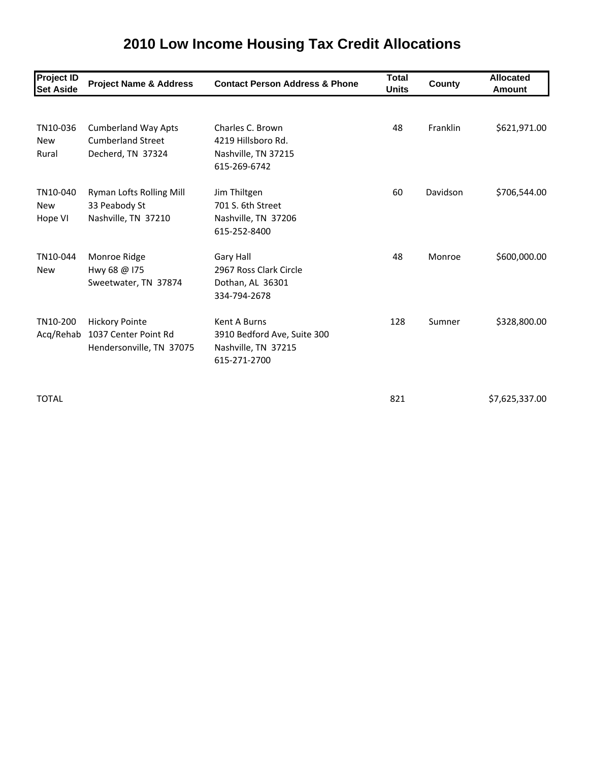# 2010 Low Income Housing Tax Credit Allocations

| Project ID Set Aside | Project Name & Address | Contact Person Address & Phone | Total Units | County | Allocated Amount |
|---|---|---|---|---|---|
| TN10-036 New Rural | Cumberland Way Apts Cumberland Street Decherd, TN 37324 | Charles C. Brown 4219 Hillsboro Rd. Nashville, TN 37215 615-269-6742 | 48 | Franklin | $621,971.00 |
| TN10-040 New Hope VI | Ryman Lofts Rolling Mill 33 Peabody St Nashville, TN 37210 | Jim Thiltgen 701 S. 6th Street Nashville, TN 37206 615-252-8400 | 60 | Davidson | $706,544.00 |
| TN10-044 New | Monroe Ridge Hwy 68 @ I75 Sweetwater, TN 37874 | Gary Hall 2967 Ross Clark Circle Dothan, AL 36301 334-794-2678 | 48 | Monroe | $600,000.00 |
| TN10-200 Acq/Rehab | Hickory Pointe 1037 Center Point Rd Hendersonville, TN 37075 | Kent A Burns 3910 Bedford Ave, Suite 300 Nashville, TN 37215 615-271-2700 | 128 | Sumner | $328,800.00 |
| TOTAL | | | 821 | | $7,625,337.00 |